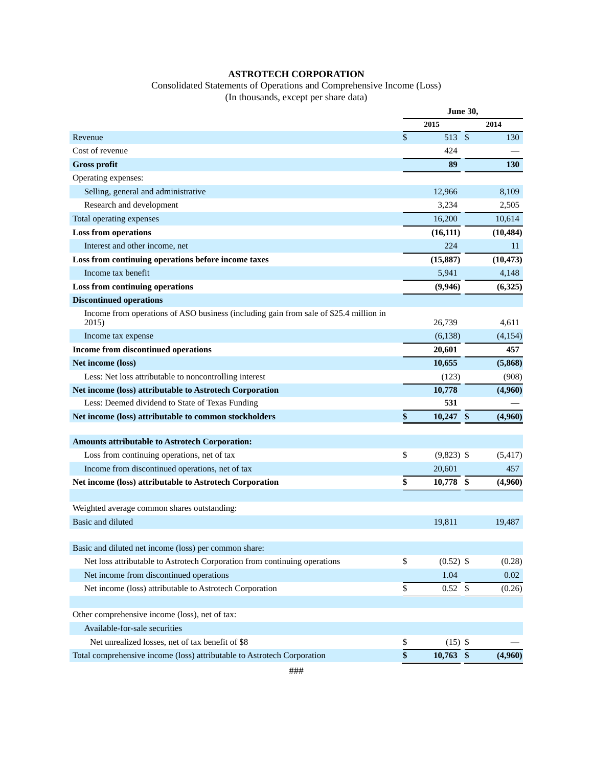# ASTROTECH CORPORATION

Consolidated Statements of Operations and Comprehensive Income (Loss)
(In thousands, except per share data)

| | June 30, | |
|---|---|---|
| | 2015 | 2014 |
| Revenue | $ 513 | $ 130 |
| Cost of revenue | 424 | — |
| **Gross profit** | **89** | **130** |
| Operating expenses: | | |
| Selling, general and administrative | 12,966 | 8,109 |
| Research and development | 3,234 | 2,505 |
| Total operating expenses | 16,200 | 10,614 |
| **Loss from operations** | **(16,111)** | **(10,484)** |
| Interest and other income, net | 224 | 11 |
| **Loss from continuing operations before income taxes** | **(15,887)** | **(10,473)** |
| Income tax benefit | 5,941 | 4,148 |
| **Loss from continuing operations** | **(9,946)** | **(6,325)** |
| **Discontinued operations** | | |
| Income from operations of ASO business (including gain from sale of $25.4 million in 2015) | 26,739 | 4,611 |
| Income tax expense | (6,138) | (4,154) |
| **Income from discontinued operations** | **20,601** | **457** |
| **Net income (loss)** | **10,655** | **(5,868)** |
| Less: Net loss attributable to noncontrolling interest | (123) | (908) |
| **Net income (loss) attributable to Astrotech Corporation** | **10,778** | **(4,960)** |
| Less: Deemed dividend to State of Texas Funding | **531** | **—** |
| **Net income (loss) attributable to common stockholders** | **$ 10,247** | **$ (4,960)** |
| | | |
| **Amounts attributable to Astrotech Corporation:** | | |
| Loss from continuing operations, net of tax | $ (9,823) | $ (5,417) |
| Income from discontinued operations, net of tax | 20,601 | 457 |
| **Net income (loss) attributable to Astrotech Corporation** | **$ 10,778** | **$ (4,960)** |
| | | |
| Weighted average common shares outstanding: | | |
| Basic and diluted | 19,811 | 19,487 |
| | | |
| Basic and diluted net income (loss) per common share: | | |
| Net loss attributable to Astrotech Corporation from continuing operations | $ (0.52) | $ (0.28) |
| Net income from discontinued operations | 1.04 | 0.02 |
| Net income (loss) attributable to Astrotech Corporation | $ 0.52 | $ (0.26) |
| | | |
| Other comprehensive income (loss), net of tax: | | |
| Available-for-sale securities | | |
| Net unrealized losses, net of tax benefit of $8 | $ (15) | $ — |
| Total comprehensive income (loss) attributable to Astrotech Corporation | **$ 10,763** | **$ (4,960)** |

###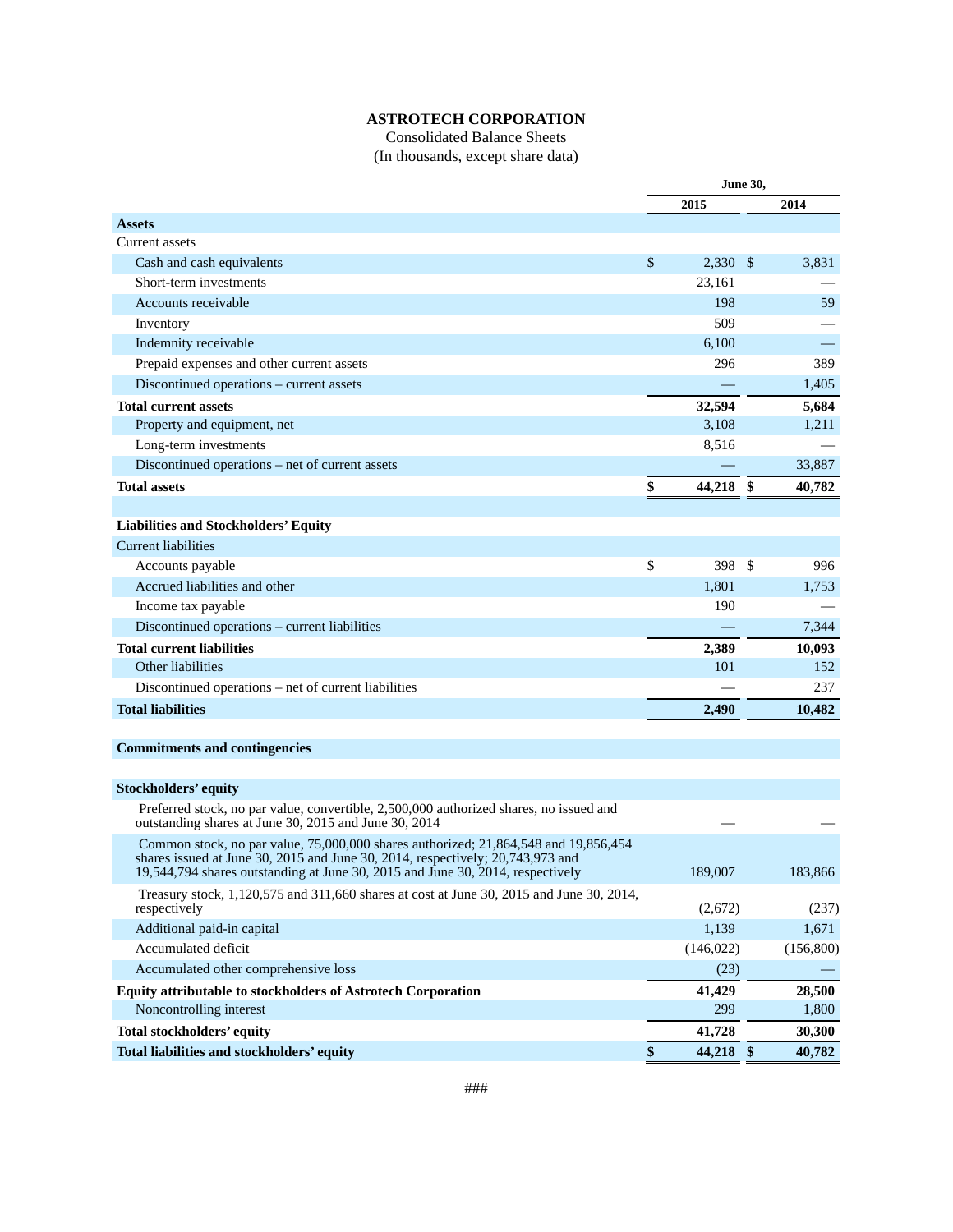**ASTROTECH CORPORATION**

Consolidated Balance Sheets

(In thousands, except share data)

| | June 30, 2015 | June 30, 2014 |
|---|---|---|
| **Assets** | | |
| Current assets | | |
| Cash and cash equivalents | $ 2,330 | $ 3,831 |
| Short-term investments | 23,161 | — |
| Accounts receivable | 198 | 59 |
| Inventory | 509 | — |
| Indemnity receivable | 6,100 | — |
| Prepaid expenses and other current assets | 296 | 389 |
| Discontinued operations – current assets | — | 1,405 |
| **Total current assets** | **32,594** | **5,684** |
| Property and equipment, net | 3,108 | 1,211 |
| Long-term investments | 8,516 | — |
| Discontinued operations – net of current assets | — | 33,887 |
| **Total assets** | **$ 44,218** | **$ 40,782** |
| | | |
| **Liabilities and Stockholders' Equity** | | |
| Current liabilities | | |
| Accounts payable | $ 398 | $ 996 |
| Accrued liabilities and other | 1,801 | 1,753 |
| Income tax payable | 190 | — |
| Discontinued operations – current liabilities | — | 7,344 |
| **Total current liabilities** | **2,389** | **10,093** |
| Other liabilities | 101 | 152 |
| Discontinued operations – net of current liabilities | — | 237 |
| **Total liabilities** | **2,490** | **10,482** |
| | | |
| **Commitments and contingencies** | | |
| | | |
| **Stockholders' equity** | | |
| Preferred stock, no par value, convertible, 2,500,000 authorized shares, no issued and outstanding shares at June 30, 2015 and June 30, 2014 | — | — |
| Common stock, no par value, 75,000,000 shares authorized; 21,864,548 and 19,856,454 shares issued at June 30, 2015 and June 30, 2014, respectively; 20,743,973 and 19,544,794 shares outstanding at June 30, 2015 and June 30, 2014, respectively | 189,007 | 183,866 |
| Treasury stock, 1,120,575 and 311,660 shares at cost at June 30, 2015 and June 30, 2014, respectively | (2,672) | (237) |
| Additional paid-in capital | 1,139 | 1,671 |
| Accumulated deficit | (146,022) | (156,800) |
| Accumulated other comprehensive loss | (23) | — |
| **Equity attributable to stockholders of Astrotech Corporation** | **41,429** | **28,500** |
| Noncontrolling interest | 299 | 1,800 |
| **Total stockholders' equity** | **41,728** | **30,300** |
| **Total liabilities and stockholders' equity** | **$ 44,218** | **$ 40,782** |

###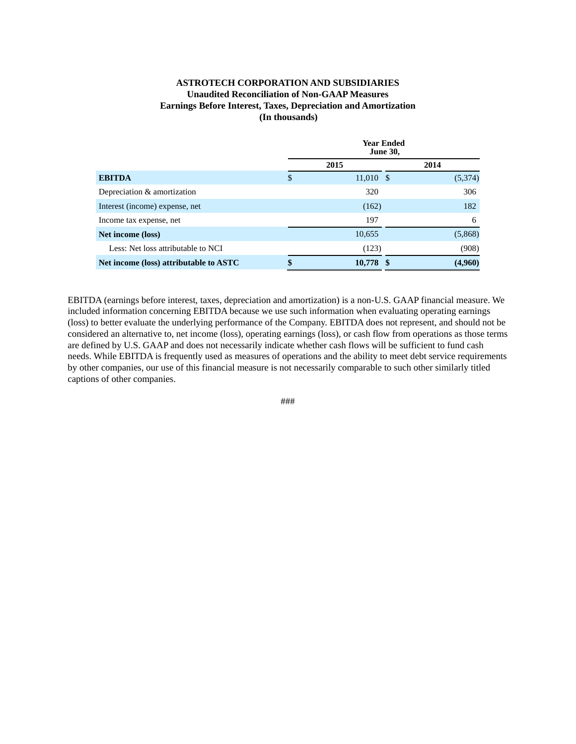**ASTROTECH CORPORATION AND SUBSIDIARIES**
**Unaudited Reconciliation of Non-GAAP Measures**
**Earnings Before Interest, Taxes, Depreciation and Amortization**
**(In thousands)**

| | Year Ended June 30, | |
|---|---|---|
| | 2015 | 2014 |
| **EBITDA** | $ 11,010 | $ (5,374) |
| Depreciation & amortization | 320 | 306 |
| Interest (income) expense, net | (162) | 182 |
| Income tax expense, net | 197 | 6 |
| **Net income (loss)** | 10,655 | (5,868) |
| Less: Net loss attributable to NCI | (123) | (908) |
| **Net income (loss) attributable to ASTC** | **$ 10,778** | **$ (4,960)** |

EBITDA (earnings before interest, taxes, depreciation and amortization) is a non-U.S. GAAP financial measure. We included information concerning EBITDA because we use such information when evaluating operating earnings (loss) to better evaluate the underlying performance of the Company. EBITDA does not represent, and should not be considered an alternative to, net income (loss), operating earnings (loss), or cash flow from operations as those terms are defined by U.S. GAAP and does not necessarily indicate whether cash flows will be sufficient to fund cash needs. While EBITDA is frequently used as measures of operations and the ability to meet debt service requirements by other companies, our use of this financial measure is not necessarily comparable to such other similarly titled captions of other companies.

###